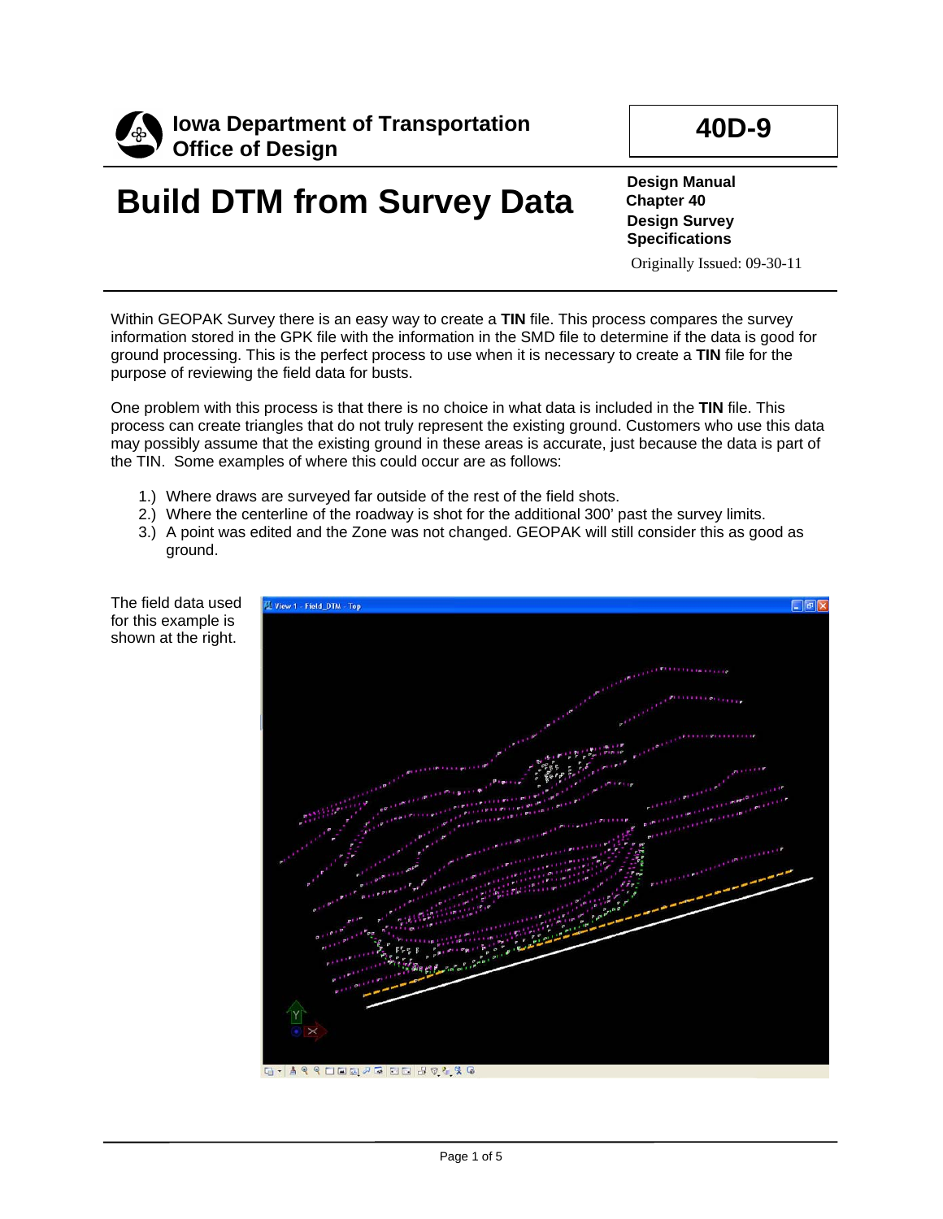**Iowa Department of Transportation**
**Office of Design**

**40D-9**

# Build DTM from Survey Data

**Design Manual**
**Chapter 40**
**Design Survey**
**Specifications**

Originally Issued: 09-30-11

Within GEOPAK Survey there is an easy way to create a **TIN** file. This process compares the survey information stored in the GPK file with the information in the SMD file to determine if the data is good for ground processing. This is the perfect process to use when it is necessary to create a **TIN** file for the purpose of reviewing the field data for busts.

One problem with this process is that there is no choice in what data is included in the **TIN** file. This process can create triangles that do not truly represent the existing ground. Customers who use this data may possibly assume that the existing ground in these areas is accurate, just because the data is part of the TIN. Some examples of where this could occur are as follows:

1.) Where draws are surveyed far outside of the rest of the field shots.
2.) Where the centerline of the roadway is shot for the additional 300' past the survey limits.
3.) A point was edited and the Zone was not changed. GEOPAK will still consider this as good as ground.

The field data used for this example is shown at the right.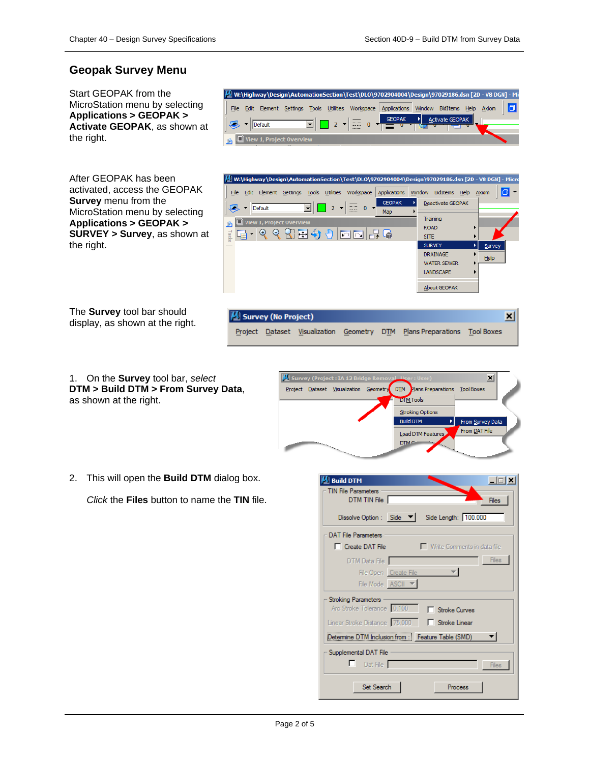## Geopak Survey Menu

Start GEOPAK from the MicroStation menu by selecting **Applications > GEOPAK > Activate GEOPAK**, as shown at the right.

After GEOPAK has been activated, access the GEOPAK **Survey** menu from the MicroStation menu by selecting **Applications > GEOPAK > SURVEY > Survey**, as shown at the right.

The **Survey** tool bar should display, as shown at the right.

1. On the **Survey** tool bar, *select* **DTM > Build DTM > From Survey Data**, as shown at the right.

2. This will open the **Build DTM** dialog box.

   *Click* the **Files** button to name the **TIN** file.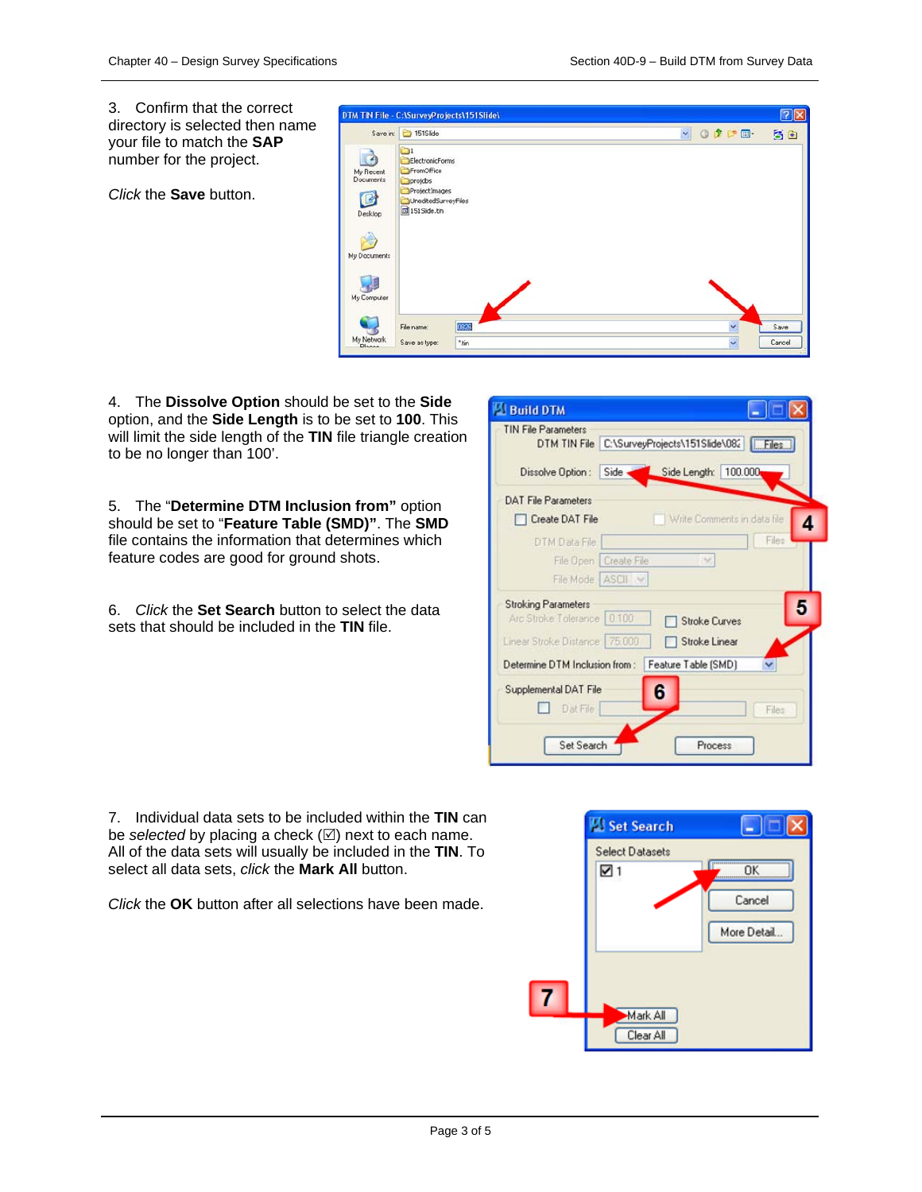3. Confirm that the correct directory is selected then name your file to match the **SAP** number for the project.

*Click* the **Save** button.

4. The **Dissolve Option** should be set to the **Side** option, and the **Side Length** is to be set to **100**. This will limit the side length of the **TIN** file triangle creation to be no longer than 100'.

5. The "**Determine DTM Inclusion from"** option should be set to "**Feature Table (SMD)"**. The **SMD** file contains the information that determines which feature codes are good for ground shots.

6. *Click* the **Set Search** button to select the data sets that should be included in the **TIN** file.

7. Individual data sets to be included within the **TIN** can be *selected* by placing a check (☑) next to each name. All of the data sets will usually be included in the **TIN**. To select all data sets, *click* the **Mark All** button.

*Click* the **OK** button after all selections have been made.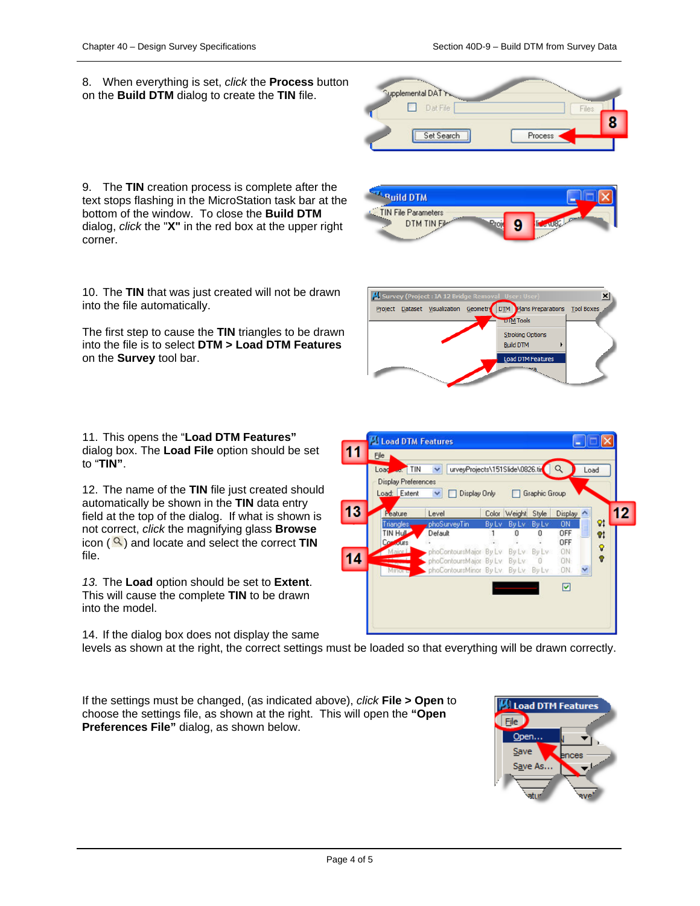8. When everything is set, *click* the **Process** button on the **Build DTM** dialog to create the **TIN** file.

9. The **TIN** creation process is complete after the text stops flashing in the MicroStation task bar at the bottom of the window. To close the **Build DTM** dialog, *click* the "**X"** in the red box at the upper right corner.

10. The **TIN** that was just created will not be drawn into the file automatically.

The first step to cause the **TIN** triangles to be drawn into the file is to select **DTM > Load DTM Features** on the **Survey** tool bar.

11. This opens the "**Load DTM Features"** dialog box. The **Load File** option should be set to "**TIN"**.

12. The name of the **TIN** file just created should automatically be shown in the **TIN** data entry field at the top of the dialog. If what is shown is not correct, *click* the magnifying glass **Browse** icon ( ) and locate and select the correct **TIN** file.

*13.* The **Load** option should be set to **Extent**. This will cause the complete **TIN** to be drawn into the model.

14. If the dialog box does not display the same levels as shown at the right, the correct settings must be loaded so that everything will be drawn correctly.

If the settings must be changed, (as indicated above), *click* **File > Open** to choose the settings file, as shown at the right. This will open the **"Open Preferences File"** dialog, as shown below.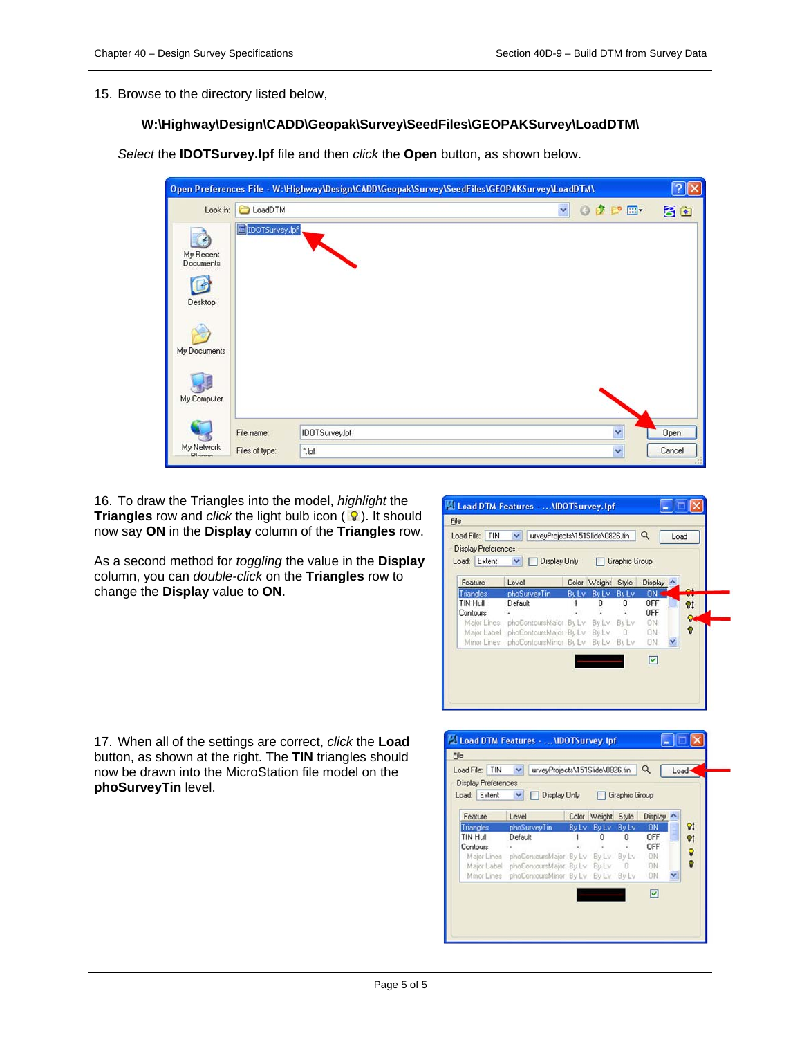15. Browse to the directory listed below,

**W:\Highway\Design\CADD\Geopak\Survey\SeedFiles\GEOPAKSurvey\LoadDTM\**

*Select* the **IDOTSurvey.lpf** file and then *click* the **Open** button, as shown below.

16. To draw the Triangles into the model, *highlight* the **Triangles** row and *click* the light bulb icon ( ). It should now say **ON** in the **Display** column of the **Triangles** row.

As a second method for *toggling* the value in the **Display** column, you can *double-click* on the **Triangles** row to change the **Display** value to **ON**.

17. When all of the settings are correct, *click* the **Load** button, as shown at the right. The **TIN** triangles should now be drawn into the MicroStation file model on the **phoSurveyTin** level.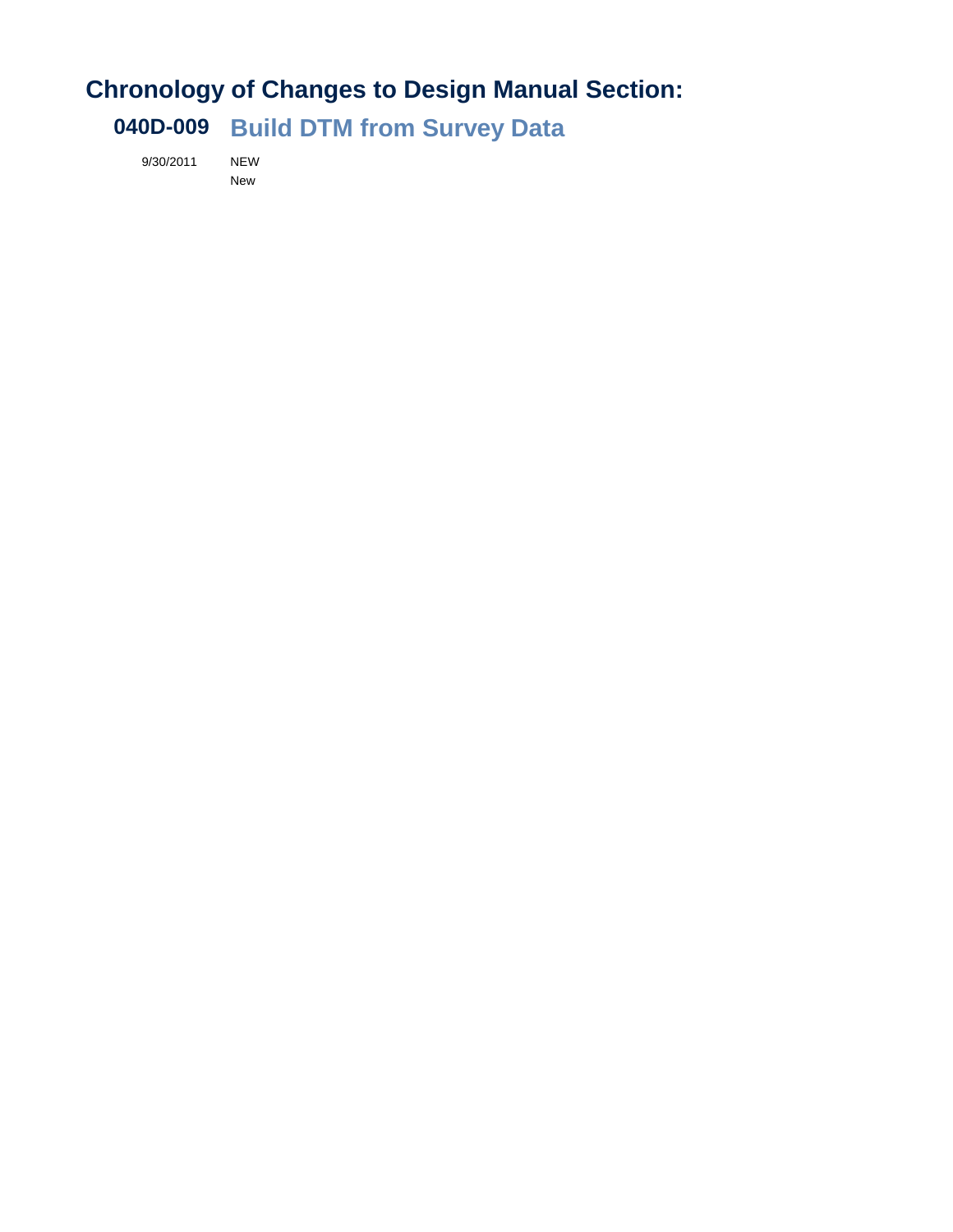# Chronology of Changes to Design Manual Section:

## 040D-009 Build DTM from Survey Data

| | | |
|---|---|---|
| 9/30/2011 | NEW | |
| | New | |